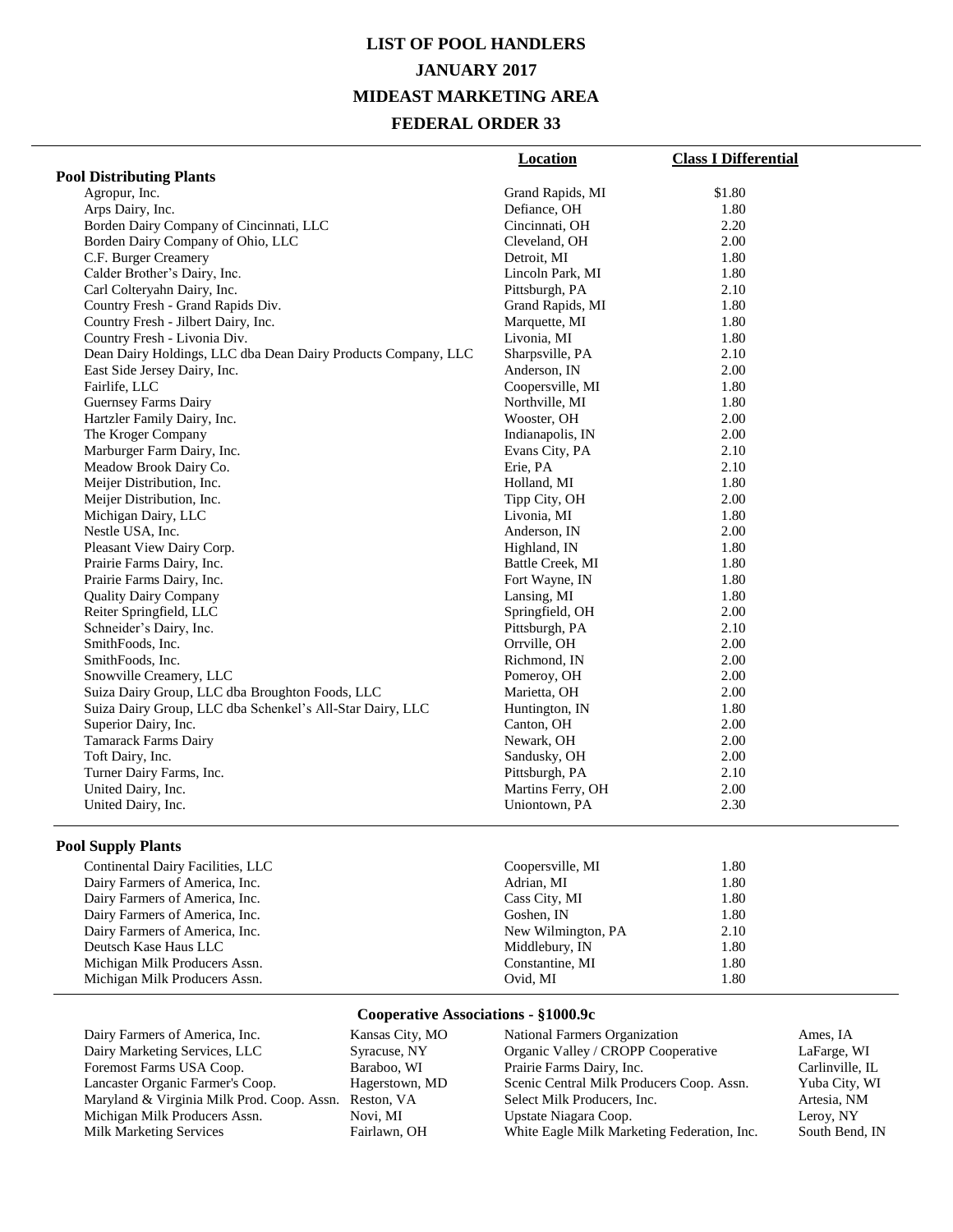# LIST OF POOL HANDLERS
# JANUARY 2017
# MIDEAST MARKETING AREA
# FEDERAL ORDER 33

| | Location | Class I Differential |
|---|---|---|
| **Pool Distributing Plants** | | |
| Agropur, Inc. | Grand Rapids, MI | $1.80 |
| Arps Dairy, Inc. | Defiance, OH | 1.80 |
| Borden Dairy Company of Cincinnati, LLC | Cincinnati, OH | 2.20 |
| Borden Dairy Company of Ohio, LLC | Cleveland, OH | 2.00 |
| C.F. Burger Creamery | Detroit, MI | 1.80 |
| Calder Brother's Dairy, Inc. | Lincoln Park, MI | 1.80 |
| Carl Colteryahn Dairy, Inc. | Pittsburgh, PA | 2.10 |
| Country Fresh - Grand Rapids Div. | Grand Rapids, MI | 1.80 |
| Country Fresh - Jilbert Dairy, Inc. | Marquette, MI | 1.80 |
| Country Fresh - Livonia Div. | Livonia, MI | 1.80 |
| Dean Dairy Holdings, LLC dba Dean Dairy Products Company, LLC | Sharpsville, PA | 2.10 |
| East Side Jersey Dairy, Inc. | Anderson, IN | 2.00 |
| Fairlife, LLC | Coopersville, MI | 1.80 |
| Guernsey Farms Dairy | Northville, MI | 1.80 |
| Hartzler Family Dairy, Inc. | Wooster, OH | 2.00 |
| The Kroger Company | Indianapolis, IN | 2.00 |
| Marburger Farm Dairy, Inc. | Evans City, PA | 2.10 |
| Meadow Brook Dairy Co. | Erie, PA | 2.10 |
| Meijer Distribution, Inc. | Holland, MI | 1.80 |
| Meijer Distribution, Inc. | Tipp City, OH | 2.00 |
| Michigan Dairy, LLC | Livonia, MI | 1.80 |
| Nestle USA, Inc. | Anderson, IN | 2.00 |
| Pleasant View Dairy Corp. | Highland, IN | 1.80 |
| Prairie Farms Dairy, Inc. | Battle Creek, MI | 1.80 |
| Prairie Farms Dairy, Inc. | Fort Wayne, IN | 1.80 |
| Quality Dairy Company | Lansing, MI | 1.80 |
| Reiter Springfield, LLC | Springfield, OH | 2.00 |
| Schneider's Dairy, Inc. | Pittsburgh, PA | 2.10 |
| SmithFoods, Inc. | Orrville, OH | 2.00 |
| SmithFoods, Inc. | Richmond, IN | 2.00 |
| Snowville Creamery, LLC | Pomeroy, OH | 2.00 |
| Suiza Dairy Group, LLC dba Broughton Foods, LLC | Marietta, OH | 2.00 |
| Suiza Dairy Group, LLC dba Schenkel's All-Star Dairy, LLC | Huntington, IN | 1.80 |
| Superior Dairy, Inc. | Canton, OH | 2.00 |
| Tamarack Farms Dairy | Newark, OH | 2.00 |
| Toft Dairy, Inc. | Sandusky, OH | 2.00 |
| Turner Dairy Farms, Inc. | Pittsburgh, PA | 2.10 |
| United Dairy, Inc. | Martins Ferry, OH | 2.00 |
| United Dairy, Inc. | Uniontown, PA | 2.30 |
| **Pool Supply Plants** | | |
| Continental Dairy Facilities, LLC | Coopersville, MI | 1.80 |
| Dairy Farmers of America, Inc. | Adrian, MI | 1.80 |
| Dairy Farmers of America, Inc. | Cass City, MI | 1.80 |
| Dairy Farmers of America, Inc. | Goshen, IN | 1.80 |
| Dairy Farmers of America, Inc. | New Wilmington, PA | 2.10 |
| Deutsch Kase Haus LLC | Middlebury, IN | 1.80 |
| Michigan Milk Producers Assn. | Constantine, MI | 1.80 |
| Michigan Milk Producers Assn. | Ovid, MI | 1.80 |

## Cooperative Associations - §1000.9c

| | | | |
|---|---|---|---|
| Dairy Farmers of America, Inc. | Kansas City, MO | National Farmers Organization | Ames, IA |
| Dairy Marketing Services, LLC | Syracuse, NY | Organic Valley / CROPP Cooperative | LaFarge, WI |
| Foremost Farms USA Coop. | Baraboo, WI | Prairie Farms Dairy, Inc. | Carlinville, IL |
| Lancaster Organic Farmer's Coop. | Hagerstown, MD | Scenic Central Milk Producers Coop. Assn. | Yuba City, WI |
| Maryland & Virginia Milk Prod. Coop. Assn. | Reston, VA | Select Milk Producers, Inc. | Artesia, NM |
| Michigan Milk Producers Assn. | Novi, MI | Upstate Niagara Coop. | Leroy, NY |
| Milk Marketing Services | Fairlawn, OH | White Eagle Milk Marketing Federation, Inc. | South Bend, IN |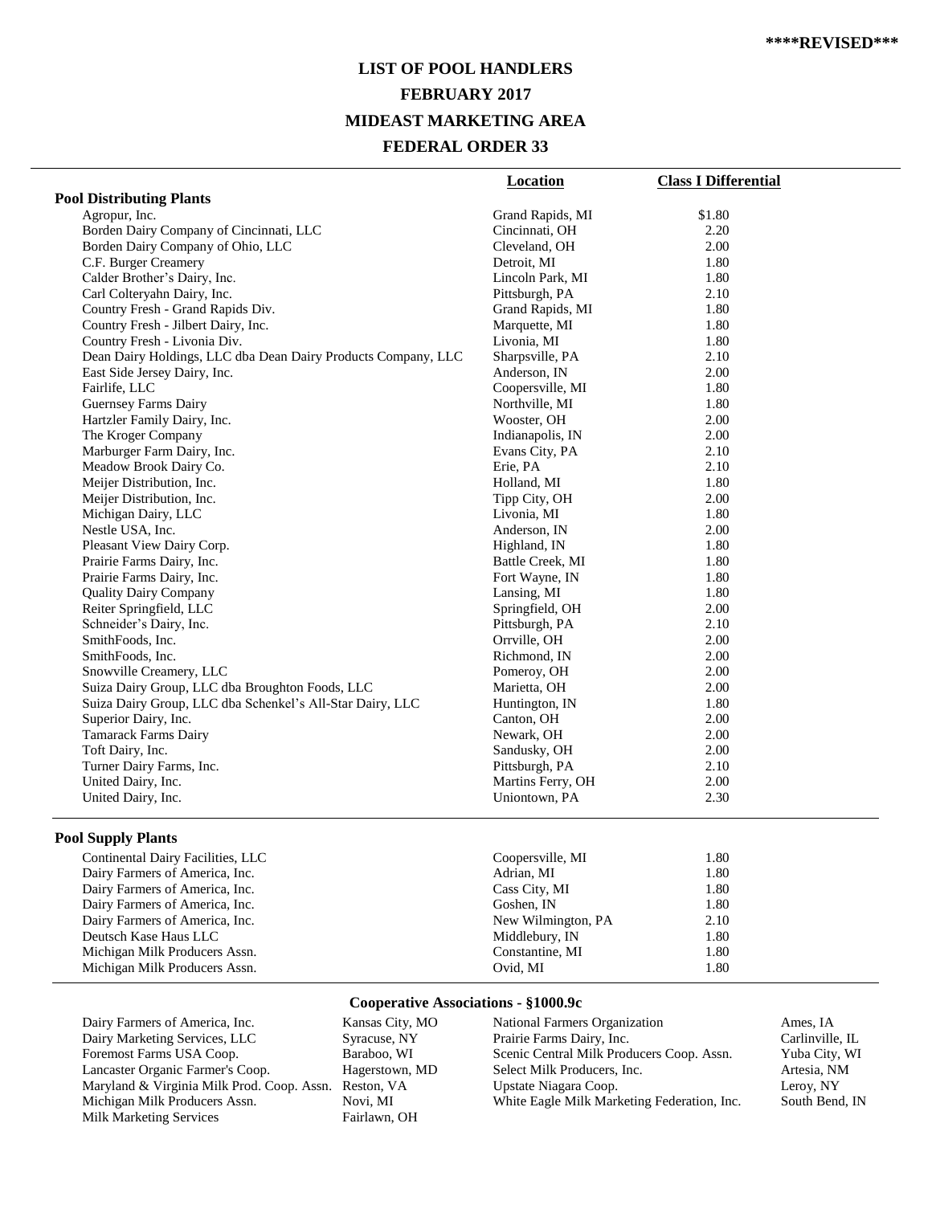****REVISED***

# LIST OF POOL HANDLERS
## FEBRUARY 2017
## MIDEAST MARKETING AREA
## FEDERAL ORDER 33

| | Location | Class I Differential |
|---|---|---|
| **Pool Distributing Plants** | | |
| Agropur, Inc. | Grand Rapids, MI | $1.80 |
| Borden Dairy Company of Cincinnati, LLC | Cincinnati, OH | 2.20 |
| Borden Dairy Company of Ohio, LLC | Cleveland, OH | 2.00 |
| C.F. Burger Creamery | Detroit, MI | 1.80 |
| Calder Brother's Dairy, Inc. | Lincoln Park, MI | 1.80 |
| Carl Colteryahn Dairy, Inc. | Pittsburgh, PA | 2.10 |
| Country Fresh - Grand Rapids Div. | Grand Rapids, MI | 1.80 |
| Country Fresh - Jilbert Dairy, Inc. | Marquette, MI | 1.80 |
| Country Fresh - Livonia Div. | Livonia, MI | 1.80 |
| Dean Dairy Holdings, LLC dba Dean Dairy Products Company, LLC | Sharpsville, PA | 2.10 |
| East Side Jersey Dairy, Inc. | Anderson, IN | 2.00 |
| Fairlife, LLC | Coopersville, MI | 1.80 |
| Guernsey Farms Dairy | Northville, MI | 1.80 |
| Hartzler Family Dairy, Inc. | Wooster, OH | 2.00 |
| The Kroger Company | Indianapolis, IN | 2.00 |
| Marburger Farm Dairy, Inc. | Evans City, PA | 2.10 |
| Meadow Brook Dairy Co. | Erie, PA | 2.10 |
| Meijer Distribution, Inc. | Holland, MI | 1.80 |
| Meijer Distribution, Inc. | Tipp City, OH | 2.00 |
| Michigan Dairy, LLC | Livonia, MI | 1.80 |
| Nestle USA, Inc. | Anderson, IN | 2.00 |
| Pleasant View Dairy Corp. | Highland, IN | 1.80 |
| Prairie Farms Dairy, Inc. | Battle Creek, MI | 1.80 |
| Prairie Farms Dairy, Inc. | Fort Wayne, IN | 1.80 |
| Quality Dairy Company | Lansing, MI | 1.80 |
| Reiter Springfield, LLC | Springfield, OH | 2.00 |
| Schneider's Dairy, Inc. | Pittsburgh, PA | 2.10 |
| SmithFoods, Inc. | Orrville, OH | 2.00 |
| SmithFoods, Inc. | Richmond, IN | 2.00 |
| Snowville Creamery, LLC | Pomeroy, OH | 2.00 |
| Suiza Dairy Group, LLC dba Broughton Foods, LLC | Marietta, OH | 2.00 |
| Suiza Dairy Group, LLC dba Schenkel's All-Star Dairy, LLC | Huntington, IN | 1.80 |
| Superior Dairy, Inc. | Canton, OH | 2.00 |
| Tamarack Farms Dairy | Newark, OH | 2.00 |
| Toft Dairy, Inc. | Sandusky, OH | 2.00 |
| Turner Dairy Farms, Inc. | Pittsburgh, PA | 2.10 |
| United Dairy, Inc. | Martins Ferry, OH | 2.00 |
| United Dairy, Inc. | Uniontown, PA | 2.30 |
| **Pool Supply Plants** | | |
| Continental Dairy Facilities, LLC | Coopersville, MI | 1.80 |
| Dairy Farmers of America, Inc. | Adrian, MI | 1.80 |
| Dairy Farmers of America, Inc. | Cass City, MI | 1.80 |
| Dairy Farmers of America, Inc. | Goshen, IN | 1.80 |
| Dairy Farmers of America, Inc. | New Wilmington, PA | 2.10 |
| Deutsch Kase Haus LLC | Middlebury, IN | 1.80 |
| Michigan Milk Producers Assn. | Constantine, MI | 1.80 |
| Michigan Milk Producers Assn. | Ovid, MI | 1.80 |

### Cooperative Associations - §1000.9c

| Cooperative | Location |
|---|---|
| Dairy Farmers of America, Inc. | Kansas City, MO |
| Dairy Marketing Services, LLC | Syracuse, NY |
| Foremost Farms USA Coop. | Baraboo, WI |
| Lancaster Organic Farmer's Coop. | Hagerstown, MD |
| Maryland & Virginia Milk Prod. Coop. Assn. | Reston, VA |
| Michigan Milk Producers Assn. | Novi, MI |
| Milk Marketing Services | Fairlawn, OH |
| National Farmers Organization | Ames, IA |
| Prairie Farms Dairy, Inc. | Carlinville, IL |
| Scenic Central Milk Producers Coop. Assn. | Yuba City, WI |
| Select Milk Producers, Inc. | Artesia, NM |
| Upstate Niagara Coop. | Leroy, NY |
| White Eagle Milk Marketing Federation, Inc. | South Bend, IN |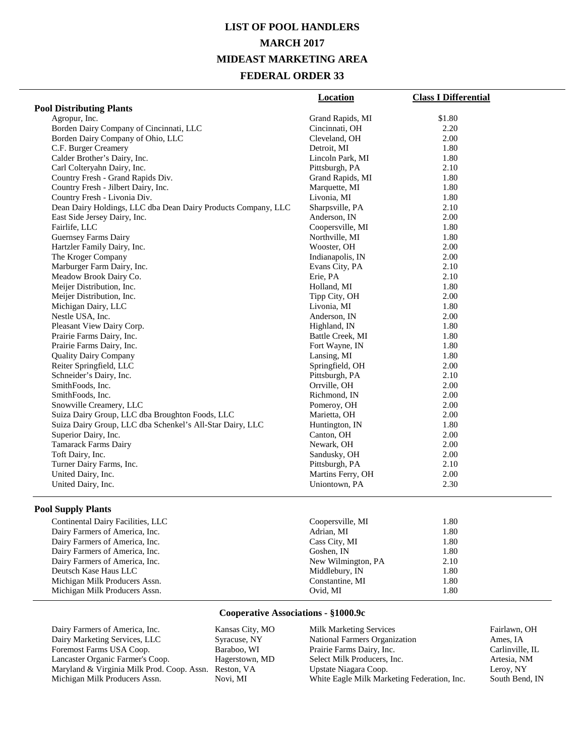# LIST OF POOL HANDLERS
## MARCH 2017
## MIDEAST MARKETING AREA
## FEDERAL ORDER 33

| | Location | Class I Differential |
|---|---|---|
| **Pool Distributing Plants** | | |
| Agropur, Inc. | Grand Rapids, MI | $1.80 |
| Borden Dairy Company of Cincinnati, LLC | Cincinnati, OH | 2.20 |
| Borden Dairy Company of Ohio, LLC | Cleveland, OH | 2.00 |
| C.F. Burger Creamery | Detroit, MI | 1.80 |
| Calder Brother's Dairy, Inc. | Lincoln Park, MI | 1.80 |
| Carl Colteryahn Dairy, Inc. | Pittsburgh, PA | 2.10 |
| Country Fresh - Grand Rapids Div. | Grand Rapids, MI | 1.80 |
| Country Fresh - Jilbert Dairy, Inc. | Marquette, MI | 1.80 |
| Country Fresh - Livonia Div. | Livonia, MI | 1.80 |
| Dean Dairy Holdings, LLC dba Dean Dairy Products Company, LLC | Sharpsville, PA | 2.10 |
| East Side Jersey Dairy, Inc. | Anderson, IN | 2.00 |
| Fairlife, LLC | Coopersville, MI | 1.80 |
| Guernsey Farms Dairy | Northville, MI | 1.80 |
| Hartzler Family Dairy, Inc. | Wooster, OH | 2.00 |
| The Kroger Company | Indianapolis, IN | 2.00 |
| Marburger Farm Dairy, Inc. | Evans City, PA | 2.10 |
| Meadow Brook Dairy Co. | Erie, PA | 2.10 |
| Meijer Distribution, Inc. | Holland, MI | 1.80 |
| Meijer Distribution, Inc. | Tipp City, OH | 2.00 |
| Michigan Dairy, LLC | Livonia, MI | 1.80 |
| Nestle USA, Inc. | Anderson, IN | 2.00 |
| Pleasant View Dairy Corp. | Highland, IN | 1.80 |
| Prairie Farms Dairy, Inc. | Battle Creek, MI | 1.80 |
| Prairie Farms Dairy, Inc. | Fort Wayne, IN | 1.80 |
| Quality Dairy Company | Lansing, MI | 1.80 |
| Reiter Springfield, LLC | Springfield, OH | 2.00 |
| Schneider's Dairy, Inc. | Pittsburgh, PA | 2.10 |
| SmithFoods, Inc. | Orrville, OH | 2.00 |
| SmithFoods, Inc. | Richmond, IN | 2.00 |
| Snowville Creamery, LLC | Pomeroy, OH | 2.00 |
| Suiza Dairy Group, LLC dba Broughton Foods, LLC | Marietta, OH | 2.00 |
| Suiza Dairy Group, LLC dba Schenkel's All-Star Dairy, LLC | Huntington, IN | 1.80 |
| Superior Dairy, Inc. | Canton, OH | 2.00 |
| Tamarack Farms Dairy | Newark, OH | 2.00 |
| Toft Dairy, Inc. | Sandusky, OH | 2.00 |
| Turner Dairy Farms, Inc. | Pittsburgh, PA | 2.10 |
| United Dairy, Inc. | Martins Ferry, OH | 2.00 |
| United Dairy, Inc. | Uniontown, PA | 2.30 |
| **Pool Supply Plants** | | |
| Continental Dairy Facilities, LLC | Coopersville, MI | 1.80 |
| Dairy Farmers of America, Inc. | Adrian, MI | 1.80 |
| Dairy Farmers of America, Inc. | Cass City, MI | 1.80 |
| Dairy Farmers of America, Inc. | Goshen, IN | 1.80 |
| Dairy Farmers of America, Inc. | New Wilmington, PA | 2.10 |
| Deutsch Kase Haus LLC | Middlebury, IN | 1.80 |
| Michigan Milk Producers Assn. | Constantine, MI | 1.80 |
| Michigan Milk Producers Assn. | Ovid, MI | 1.80 |

### Cooperative Associations - §1000.9c

| | | | |
|---|---|---|---|
| Dairy Farmers of America, Inc. | Kansas City, MO | Milk Marketing Services | Fairlawn, OH |
| Dairy Marketing Services, LLC | Syracuse, NY | National Farmers Organization | Ames, IA |
| Foremost Farms USA Coop. | Baraboo, WI | Prairie Farms Dairy, Inc. | Carlinville, IL |
| Lancaster Organic Farmer's Coop. | Hagerstown, MD | Select Milk Producers, Inc. | Artesia, NM |
| Maryland & Virginia Milk Prod. Coop. Assn. | Reston, VA | Upstate Niagara Coop. | Leroy, NY |
| Michigan Milk Producers Assn. | Novi, MI | White Eagle Milk Marketing Federation, Inc. | South Bend, IN |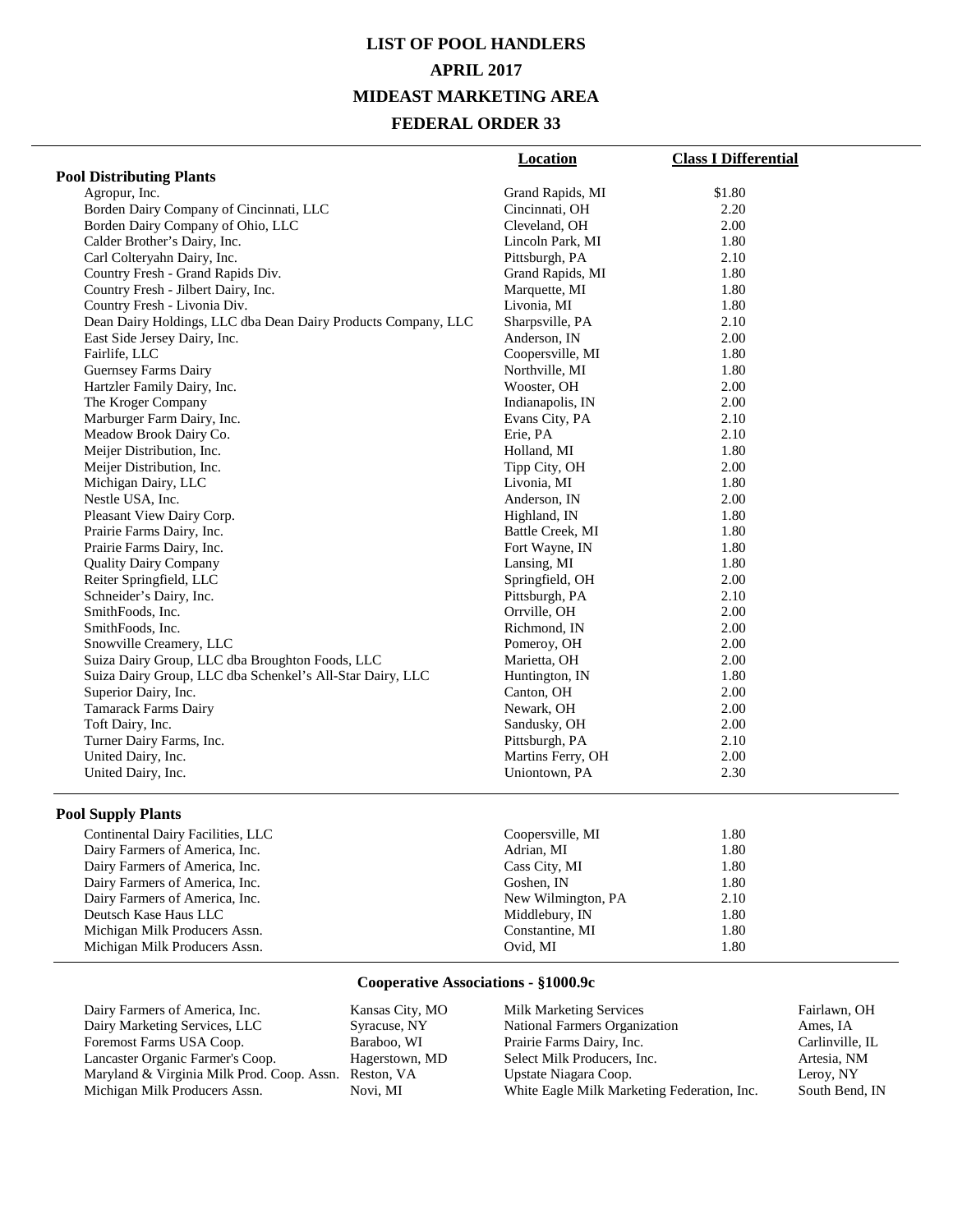# LIST OF POOL HANDLERS

# APRIL 2017

# MIDEAST MARKETING AREA

# FEDERAL ORDER 33

| | Location | Class I Differential |
|---|---|---|
| **Pool Distributing Plants** | | |
| Agropur, Inc. | Grand Rapids, MI | $1.80 |
| Borden Dairy Company of Cincinnati, LLC | Cincinnati, OH | 2.20 |
| Borden Dairy Company of Ohio, LLC | Cleveland, OH | 2.00 |
| Calder Brother's Dairy, Inc. | Lincoln Park, MI | 1.80 |
| Carl Colteryahn Dairy, Inc. | Pittsburgh, PA | 2.10 |
| Country Fresh - Grand Rapids Div. | Grand Rapids, MI | 1.80 |
| Country Fresh - Jilbert Dairy, Inc. | Marquette, MI | 1.80 |
| Country Fresh - Livonia Div. | Livonia, MI | 1.80 |
| Dean Dairy Holdings, LLC dba Dean Dairy Products Company, LLC | Sharpsville, PA | 2.10 |
| East Side Jersey Dairy, Inc. | Anderson, IN | 2.00 |
| Fairlife, LLC | Coopersville, MI | 1.80 |
| Guernsey Farms Dairy | Northville, MI | 1.80 |
| Hartzler Family Dairy, Inc. | Wooster, OH | 2.00 |
| The Kroger Company | Indianapolis, IN | 2.00 |
| Marburger Farm Dairy, Inc. | Evans City, PA | 2.10 |
| Meadow Brook Dairy Co. | Erie, PA | 2.10 |
| Meijer Distribution, Inc. | Holland, MI | 1.80 |
| Meijer Distribution, Inc. | Tipp City, OH | 2.00 |
| Michigan Dairy, LLC | Livonia, MI | 1.80 |
| Nestle USA, Inc. | Anderson, IN | 2.00 |
| Pleasant View Dairy Corp. | Highland, IN | 1.80 |
| Prairie Farms Dairy, Inc. | Battle Creek, MI | 1.80 |
| Prairie Farms Dairy, Inc. | Fort Wayne, IN | 1.80 |
| Quality Dairy Company | Lansing, MI | 1.80 |
| Reiter Springfield, LLC | Springfield, OH | 2.00 |
| Schneider's Dairy, Inc. | Pittsburgh, PA | 2.10 |
| SmithFoods, Inc. | Orrville, OH | 2.00 |
| SmithFoods, Inc. | Richmond, IN | 2.00 |
| Snowville Creamery, LLC | Pomeroy, OH | 2.00 |
| Suiza Dairy Group, LLC dba Broughton Foods, LLC | Marietta, OH | 2.00 |
| Suiza Dairy Group, LLC dba Schenkel's All-Star Dairy, LLC | Huntington, IN | 1.80 |
| Superior Dairy, Inc. | Canton, OH | 2.00 |
| Tamarack Farms Dairy | Newark, OH | 2.00 |
| Toft Dairy, Inc. | Sandusky, OH | 2.00 |
| Turner Dairy Farms, Inc. | Pittsburgh, PA | 2.10 |
| United Dairy, Inc. | Martins Ferry, OH | 2.00 |
| United Dairy, Inc. | Uniontown, PA | 2.30 |
| **Pool Supply Plants** | | |
| Continental Dairy Facilities, LLC | Coopersville, MI | 1.80 |
| Dairy Farmers of America, Inc. | Adrian, MI | 1.80 |
| Dairy Farmers of America, Inc. | Cass City, MI | 1.80 |
| Dairy Farmers of America, Inc. | Goshen, IN | 1.80 |
| Dairy Farmers of America, Inc. | New Wilmington, PA | 2.10 |
| Deutsch Kase Haus LLC | Middlebury, IN | 1.80 |
| Michigan Milk Producers Assn. | Constantine, MI | 1.80 |
| Michigan Milk Producers Assn. | Ovid, MI | 1.80 |

### Cooperative Associations - §1000.9c

| | | | |
|---|---|---|---|
| Dairy Farmers of America, Inc. | Kansas City, MO | Milk Marketing Services | Fairlawn, OH |
| Dairy Marketing Services, LLC | Syracuse, NY | National Farmers Organization | Ames, IA |
| Foremost Farms USA Coop. | Baraboo, WI | Prairie Farms Dairy, Inc. | Carlinville, IL |
| Lancaster Organic Farmer's Coop. | Hagerstown, MD | Select Milk Producers, Inc. | Artesia, NM |
| Maryland & Virginia Milk Prod. Coop. Assn. | Reston, VA | Upstate Niagara Coop. | Leroy, NY |
| Michigan Milk Producers Assn. | Novi, MI | White Eagle Milk Marketing Federation, Inc. | South Bend, IN |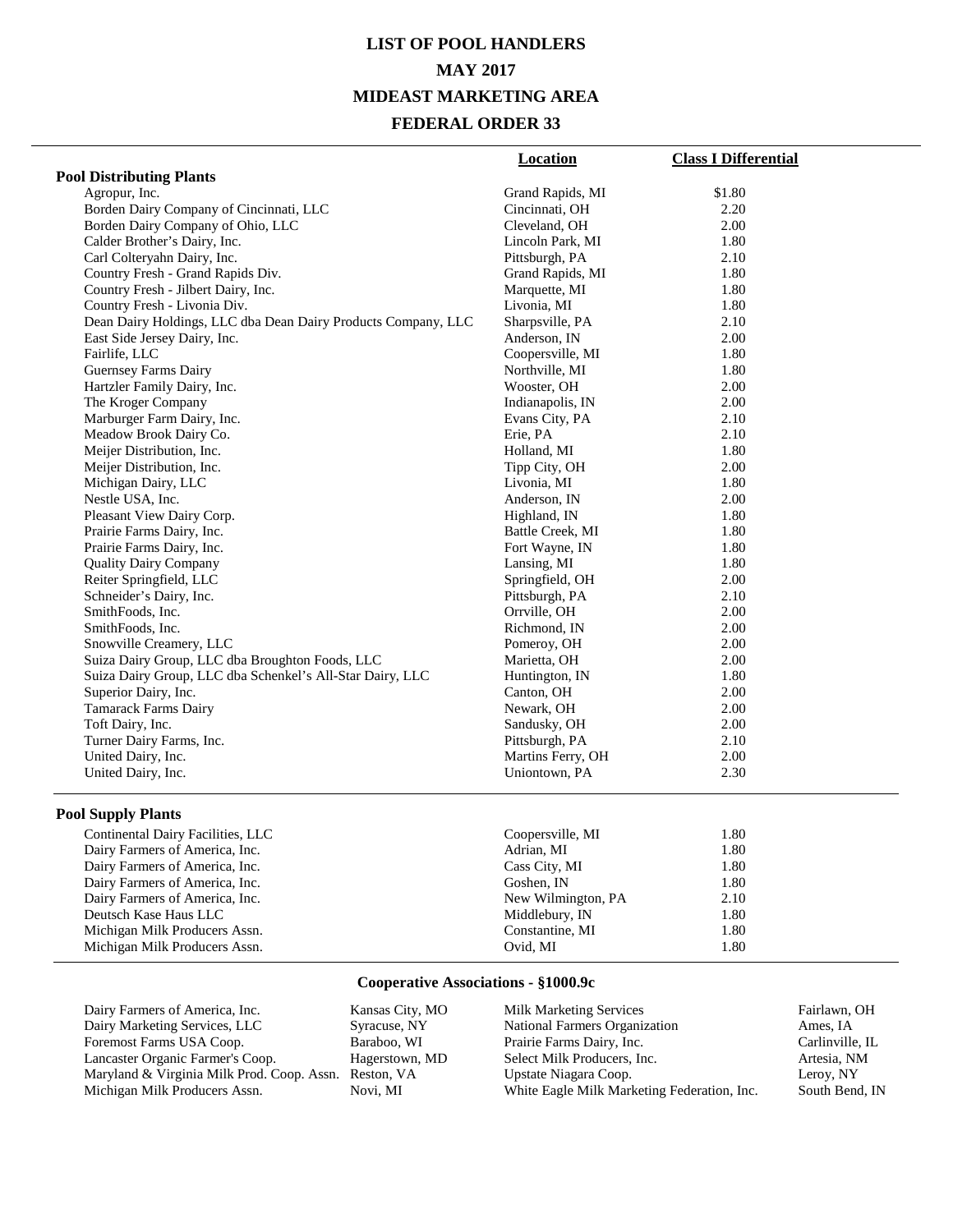# LIST OF POOL HANDLERS

# MAY 2017

# MIDEAST MARKETING AREA

# FEDERAL ORDER 33

| | Location | Class I Differential |
|---|---|---|
| **Pool Distributing Plants** | | |
| Agropur, Inc. | Grand Rapids, MI | $1.80 |
| Borden Dairy Company of Cincinnati, LLC | Cincinnati, OH | 2.20 |
| Borden Dairy Company of Ohio, LLC | Cleveland, OH | 2.00 |
| Calder Brother's Dairy, Inc. | Lincoln Park, MI | 1.80 |
| Carl Colteryahn Dairy, Inc. | Pittsburgh, PA | 2.10 |
| Country Fresh - Grand Rapids Div. | Grand Rapids, MI | 1.80 |
| Country Fresh - Jilbert Dairy, Inc. | Marquette, MI | 1.80 |
| Country Fresh - Livonia Div. | Livonia, MI | 1.80 |
| Dean Dairy Holdings, LLC dba Dean Dairy Products Company, LLC | Sharpsville, PA | 2.10 |
| East Side Jersey Dairy, Inc. | Anderson, IN | 2.00 |
| Fairlife, LLC | Coopersville, MI | 1.80 |
| Guernsey Farms Dairy | Northville, MI | 1.80 |
| Hartzler Family Dairy, Inc. | Wooster, OH | 2.00 |
| The Kroger Company | Indianapolis, IN | 2.00 |
| Marburger Farm Dairy, Inc. | Evans City, PA | 2.10 |
| Meadow Brook Dairy Co. | Erie, PA | 2.10 |
| Meijer Distribution, Inc. | Holland, MI | 1.80 |
| Meijer Distribution, Inc. | Tipp City, OH | 2.00 |
| Michigan Dairy, LLC | Livonia, MI | 1.80 |
| Nestle USA, Inc. | Anderson, IN | 2.00 |
| Pleasant View Dairy Corp. | Highland, IN | 1.80 |
| Prairie Farms Dairy, Inc. | Battle Creek, MI | 1.80 |
| Prairie Farms Dairy, Inc. | Fort Wayne, IN | 1.80 |
| Quality Dairy Company | Lansing, MI | 1.80 |
| Reiter Springfield, LLC | Springfield, OH | 2.00 |
| Schneider's Dairy, Inc. | Pittsburgh, PA | 2.10 |
| SmithFoods, Inc. | Orrville, OH | 2.00 |
| SmithFoods, Inc. | Richmond, IN | 2.00 |
| Snowville Creamery, LLC | Pomeroy, OH | 2.00 |
| Suiza Dairy Group, LLC dba Broughton Foods, LLC | Marietta, OH | 2.00 |
| Suiza Dairy Group, LLC dba Schenkel's All-Star Dairy, LLC | Huntington, IN | 1.80 |
| Superior Dairy, Inc. | Canton, OH | 2.00 |
| Tamarack Farms Dairy | Newark, OH | 2.00 |
| Toft Dairy, Inc. | Sandusky, OH | 2.00 |
| Turner Dairy Farms, Inc. | Pittsburgh, PA | 2.10 |
| United Dairy, Inc. | Martins Ferry, OH | 2.00 |
| United Dairy, Inc. | Uniontown, PA | 2.30 |
| **Pool Supply Plants** | | |
| Continental Dairy Facilities, LLC | Coopersville, MI | 1.80 |
| Dairy Farmers of America, Inc. | Adrian, MI | 1.80 |
| Dairy Farmers of America, Inc. | Cass City, MI | 1.80 |
| Dairy Farmers of America, Inc. | Goshen, IN | 1.80 |
| Dairy Farmers of America, Inc. | New Wilmington, PA | 2.10 |
| Deutsch Kase Haus LLC | Middlebury, IN | 1.80 |
| Michigan Milk Producers Assn. | Constantine, MI | 1.80 |
| Michigan Milk Producers Assn. | Ovid, MI | 1.80 |

### Cooperative Associations - §1000.9c

| | | | |
|---|---|---|---|
| Dairy Farmers of America, Inc. | Kansas City, MO | Milk Marketing Services | Fairlawn, OH |
| Dairy Marketing Services, LLC | Syracuse, NY | National Farmers Organization | Ames, IA |
| Foremost Farms USA Coop. | Baraboo, WI | Prairie Farms Dairy, Inc. | Carlinville, IL |
| Lancaster Organic Farmer's Coop. | Hagerstown, MD | Select Milk Producers, Inc. | Artesia, NM |
| Maryland & Virginia Milk Prod. Coop. Assn. | Reston, VA | Upstate Niagara Coop. | Leroy, NY |
| Michigan Milk Producers Assn. | Novi, MI | White Eagle Milk Marketing Federation, Inc. | South Bend, IN |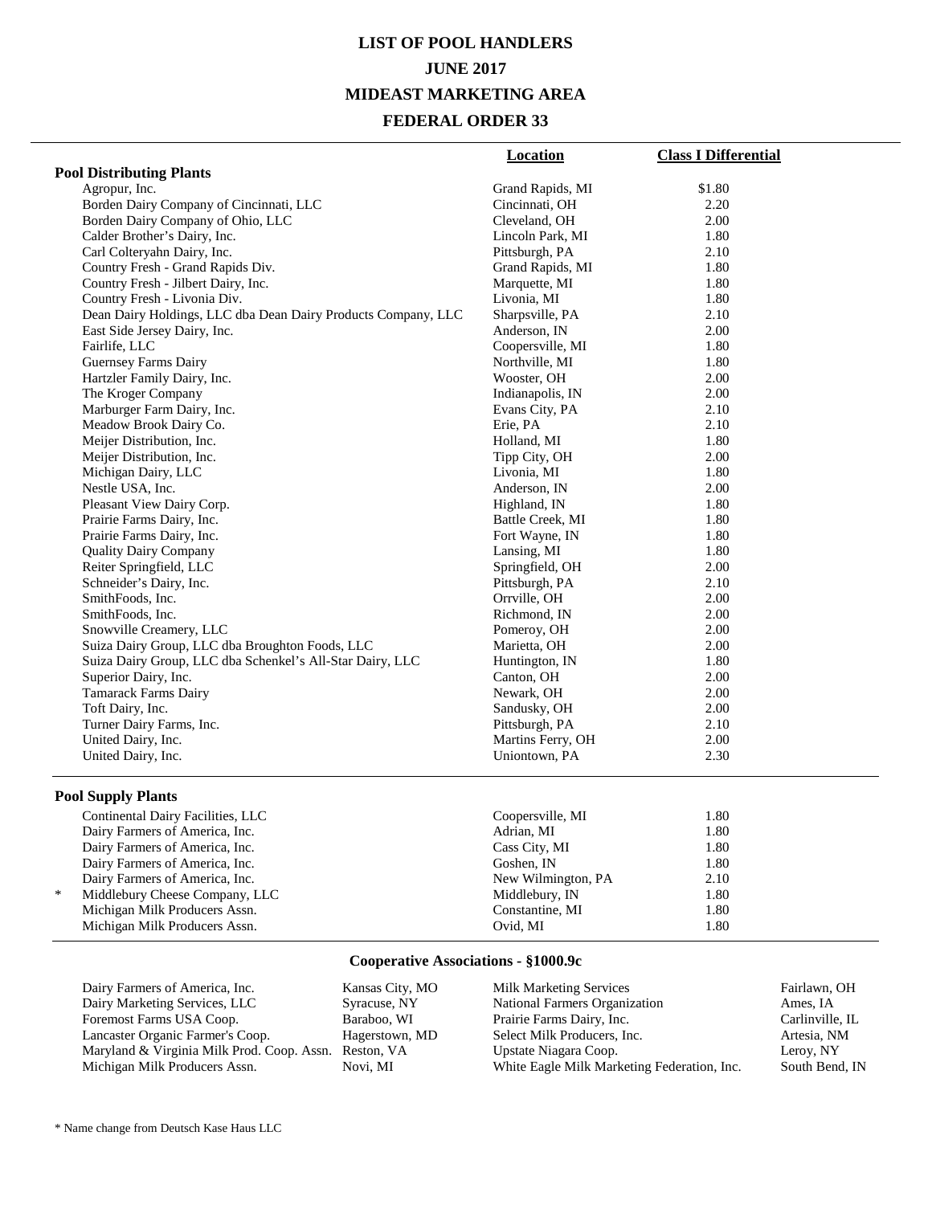# LIST OF POOL HANDLERS
## JUNE 2017
## MIDEAST MARKETING AREA
## FEDERAL ORDER 33

| | Location | Class I Differential |
|---|---|---|
| **Pool Distributing Plants** | | |
| Agropur, Inc. | Grand Rapids, MI | $1.80 |
| Borden Dairy Company of Cincinnati, LLC | Cincinnati, OH | 2.20 |
| Borden Dairy Company of Ohio, LLC | Cleveland, OH | 2.00 |
| Calder Brother's Dairy, Inc. | Lincoln Park, MI | 1.80 |
| Carl Colteryahn Dairy, Inc. | Pittsburgh, PA | 2.10 |
| Country Fresh - Grand Rapids Div. | Grand Rapids, MI | 1.80 |
| Country Fresh - Jilbert Dairy, Inc. | Marquette, MI | 1.80 |
| Country Fresh - Livonia Div. | Livonia, MI | 1.80 |
| Dean Dairy Holdings, LLC dba Dean Dairy Products Company, LLC | Sharpsville, PA | 2.10 |
| East Side Jersey Dairy, Inc. | Anderson, IN | 2.00 |
| Fairlife, LLC | Coopersville, MI | 1.80 |
| Guernsey Farms Dairy | Northville, MI | 1.80 |
| Hartzler Family Dairy, Inc. | Wooster, OH | 2.00 |
| The Kroger Company | Indianapolis, IN | 2.00 |
| Marburger Farm Dairy, Inc. | Evans City, PA | 2.10 |
| Meadow Brook Dairy Co. | Erie, PA | 2.10 |
| Meijer Distribution, Inc. | Holland, MI | 1.80 |
| Meijer Distribution, Inc. | Tipp City, OH | 2.00 |
| Michigan Dairy, LLC | Livonia, MI | 1.80 |
| Nestle USA, Inc. | Anderson, IN | 2.00 |
| Pleasant View Dairy Corp. | Highland, IN | 1.80 |
| Prairie Farms Dairy, Inc. | Battle Creek, MI | 1.80 |
| Prairie Farms Dairy, Inc. | Fort Wayne, IN | 1.80 |
| Quality Dairy Company | Lansing, MI | 1.80 |
| Reiter Springfield, LLC | Springfield, OH | 2.00 |
| Schneider's Dairy, Inc. | Pittsburgh, PA | 2.10 |
| SmithFoods, Inc. | Orrville, OH | 2.00 |
| SmithFoods, Inc. | Richmond, IN | 2.00 |
| Snowville Creamery, LLC | Pomeroy, OH | 2.00 |
| Suiza Dairy Group, LLC dba Broughton Foods, LLC | Marietta, OH | 2.00 |
| Suiza Dairy Group, LLC dba Schenkel's All-Star Dairy, LLC | Huntington, IN | 1.80 |
| Superior Dairy, Inc. | Canton, OH | 2.00 |
| Tamarack Farms Dairy | Newark, OH | 2.00 |
| Toft Dairy, Inc. | Sandusky, OH | 2.00 |
| Turner Dairy Farms, Inc. | Pittsburgh, PA | 2.10 |
| United Dairy, Inc. | Martins Ferry, OH | 2.00 |
| United Dairy, Inc. | Uniontown, PA | 2.30 |
| **Pool Supply Plants** | | |
| Continental Dairy Facilities, LLC | Coopersville, MI | 1.80 |
| Dairy Farmers of America, Inc. | Adrian, MI | 1.80 |
| Dairy Farmers of America, Inc. | Cass City, MI | 1.80 |
| Dairy Farmers of America, Inc. | Goshen, IN | 1.80 |
| Dairy Farmers of America, Inc. | New Wilmington, PA | 2.10 |
| * Middlebury Cheese Company, LLC | Middlebury, IN | 1.80 |
| Michigan Milk Producers Assn. | Constantine, MI | 1.80 |
| Michigan Milk Producers Assn. | Ovid, MI | 1.80 |

### Cooperative Associations - §1000.9c

| Association | Location | Association | Location |
|---|---|---|---|
| Dairy Farmers of America, Inc. | Kansas City, MO | Milk Marketing Services | Fairlawn, OH |
| Dairy Marketing Services, LLC | Syracuse, NY | National Farmers Organization | Ames, IA |
| Foremost Farms USA Coop. | Baraboo, WI | Prairie Farms Dairy, Inc. | Carlinville, IL |
| Lancaster Organic Farmer's Coop. | Hagerstown, MD | Select Milk Producers, Inc. | Artesia, NM |
| Maryland & Virginia Milk Prod. Coop. Assn. | Reston, VA | Upstate Niagara Coop. | Leroy, NY |
| Michigan Milk Producers Assn. | Novi, MI | White Eagle Milk Marketing Federation, Inc. | South Bend, IN |

* Name change from Deutsch Kase Haus LLC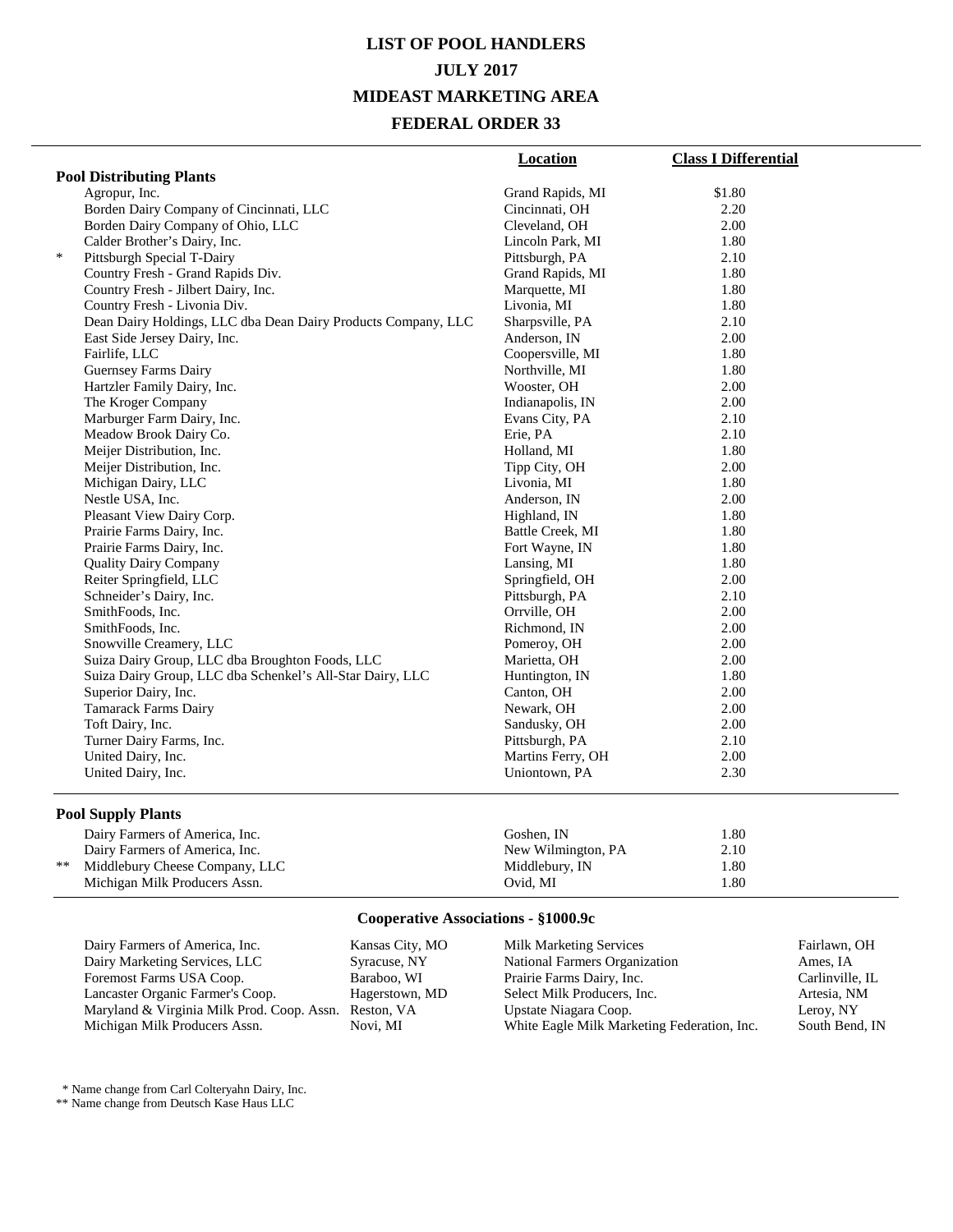# LIST OF POOL HANDLERS

## JULY 2017

## MIDEAST MARKETING AREA

## FEDERAL ORDER 33

| | | Location | Class I Differential |
|---|---|---|---|
| **Pool Distributing Plants** | | | |
| | Agropur, Inc. | Grand Rapids, MI | $1.80 |
| | Borden Dairy Company of Cincinnati, LLC | Cincinnati, OH | 2.20 |
| | Borden Dairy Company of Ohio, LLC | Cleveland, OH | 2.00 |
| | Calder Brother's Dairy, Inc. | Lincoln Park, MI | 1.80 |
| * | Pittsburgh Special T-Dairy | Pittsburgh, PA | 2.10 |
| | Country Fresh - Grand Rapids Div. | Grand Rapids, MI | 1.80 |
| | Country Fresh - Jilbert Dairy, Inc. | Marquette, MI | 1.80 |
| | Country Fresh - Livonia Div. | Livonia, MI | 1.80 |
| | Dean Dairy Holdings, LLC dba Dean Dairy Products Company, LLC | Sharpsville, PA | 2.10 |
| | East Side Jersey Dairy, Inc. | Anderson, IN | 2.00 |
| | Fairlife, LLC | Coopersville, MI | 1.80 |
| | Guernsey Farms Dairy | Northville, MI | 1.80 |
| | Hartzler Family Dairy, Inc. | Wooster, OH | 2.00 |
| | The Kroger Company | Indianapolis, IN | 2.00 |
| | Marburger Farm Dairy, Inc. | Evans City, PA | 2.10 |
| | Meadow Brook Dairy Co. | Erie, PA | 2.10 |
| | Meijer Distribution, Inc. | Holland, MI | 1.80 |
| | Meijer Distribution, Inc. | Tipp City, OH | 2.00 |
| | Michigan Dairy, LLC | Livonia, MI | 1.80 |
| | Nestle USA, Inc. | Anderson, IN | 2.00 |
| | Pleasant View Dairy Corp. | Highland, IN | 1.80 |
| | Prairie Farms Dairy, Inc. | Battle Creek, MI | 1.80 |
| | Prairie Farms Dairy, Inc. | Fort Wayne, IN | 1.80 |
| | Quality Dairy Company | Lansing, MI | 1.80 |
| | Reiter Springfield, LLC | Springfield, OH | 2.00 |
| | Schneider's Dairy, Inc. | Pittsburgh, PA | 2.10 |
| | SmithFoods, Inc. | Orrville, OH | 2.00 |
| | SmithFoods, Inc. | Richmond, IN | 2.00 |
| | Snowville Creamery, LLC | Pomeroy, OH | 2.00 |
| | Suiza Dairy Group, LLC dba Broughton Foods, LLC | Marietta, OH | 2.00 |
| | Suiza Dairy Group, LLC dba Schenkel's All-Star Dairy, LLC | Huntington, IN | 1.80 |
| | Superior Dairy, Inc. | Canton, OH | 2.00 |
| | Tamarack Farms Dairy | Newark, OH | 2.00 |
| | Toft Dairy, Inc. | Sandusky, OH | 2.00 |
| | Turner Dairy Farms, Inc. | Pittsburgh, PA | 2.10 |
| | United Dairy, Inc. | Martins Ferry, OH | 2.00 |
| | United Dairy, Inc. | Uniontown, PA | 2.30 |
| **Pool Supply Plants** | | | |
| | Dairy Farmers of America, Inc. | Goshen, IN | 1.80 |
| | Dairy Farmers of America, Inc. | New Wilmington, PA | 2.10 |
| ** | Middlebury Cheese Company, LLC | Middlebury, IN | 1.80 |
| | Michigan Milk Producers Assn. | Ovid, MI | 1.80 |

### Cooperative Associations - §1000.9c

| | | | |
|---|---|---|---|
| Dairy Farmers of America, Inc. | Kansas City, MO | Milk Marketing Services | Fairlawn, OH |
| Dairy Marketing Services, LLC | Syracuse, NY | National Farmers Organization | Ames, IA |
| Foremost Farms USA Coop. | Baraboo, WI | Prairie Farms Dairy, Inc. | Carlinville, IL |
| Lancaster Organic Farmer's Coop. | Hagerstown, MD | Select Milk Producers, Inc. | Artesia, NM |
| Maryland & Virginia Milk Prod. Coop. Assn. | Reston, VA | Upstate Niagara Coop. | Leroy, NY |
| Michigan Milk Producers Assn. | Novi, MI | White Eagle Milk Marketing Federation, Inc. | South Bend, IN |

\* Name change from Carl Colteryahn Dairy, Inc.

** Name change from Deutsch Kase Haus LLC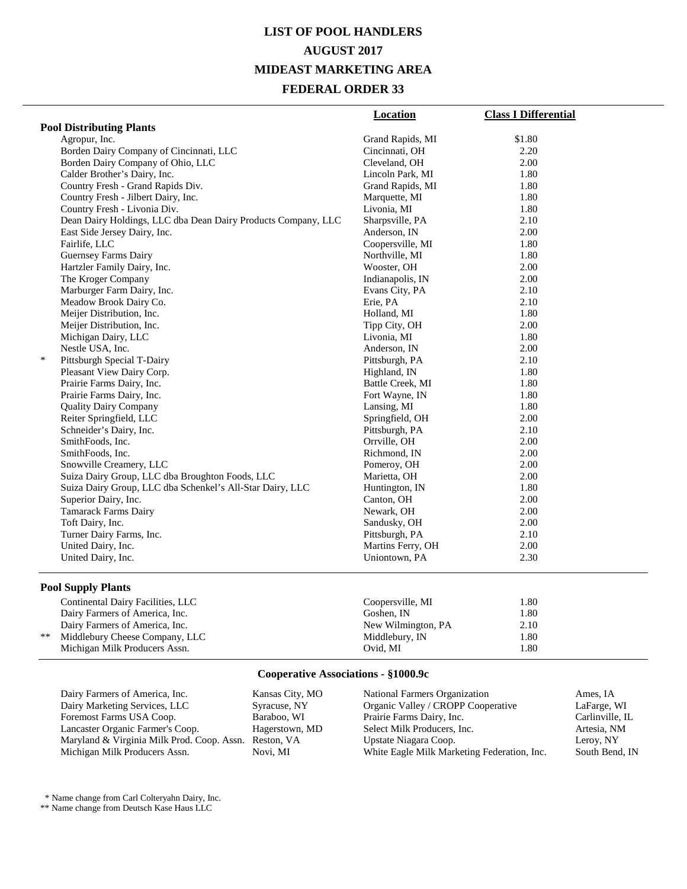# LIST OF POOL HANDLERS
## AUGUST 2017
## MIDEAST MARKETING AREA
## FEDERAL ORDER 33

| | | Location | Class I Differential |
|---|---|---|---|
| **Pool Distributing Plants** | | | |
| | Agropur, Inc. | Grand Rapids, MI | $1.80 |
| | Borden Dairy Company of Cincinnati, LLC | Cincinnati, OH | 2.20 |
| | Borden Dairy Company of Ohio, LLC | Cleveland, OH | 2.00 |
| | Calder Brother's Dairy, Inc. | Lincoln Park, MI | 1.80 |
| | Country Fresh - Grand Rapids Div. | Grand Rapids, MI | 1.80 |
| | Country Fresh - Jilbert Dairy, Inc. | Marquette, MI | 1.80 |
| | Country Fresh - Livonia Div. | Livonia, MI | 1.80 |
| | Dean Dairy Holdings, LLC dba Dean Dairy Products Company, LLC | Sharpsville, PA | 2.10 |
| | East Side Jersey Dairy, Inc. | Anderson, IN | 2.00 |
| | Fairlife, LLC | Coopersville, MI | 1.80 |
| | Guernsey Farms Dairy | Northville, MI | 1.80 |
| | Hartzler Family Dairy, Inc. | Wooster, OH | 2.00 |
| | The Kroger Company | Indianapolis, IN | 2.00 |
| | Marburger Farm Dairy, Inc. | Evans City, PA | 2.10 |
| | Meadow Brook Dairy Co. | Erie, PA | 2.10 |
| | Meijer Distribution, Inc. | Holland, MI | 1.80 |
| | Meijer Distribution, Inc. | Tipp City, OH | 2.00 |
| | Michigan Dairy, LLC | Livonia, MI | 1.80 |
| | Nestle USA, Inc. | Anderson, IN | 2.00 |
| * | Pittsburgh Special T-Dairy | Pittsburgh, PA | 2.10 |
| | Pleasant View Dairy Corp. | Highland, IN | 1.80 |
| | Prairie Farms Dairy, Inc. | Battle Creek, MI | 1.80 |
| | Prairie Farms Dairy, Inc. | Fort Wayne, IN | 1.80 |
| | Quality Dairy Company | Lansing, MI | 1.80 |
| | Reiter Springfield, LLC | Springfield, OH | 2.00 |
| | Schneider's Dairy, Inc. | Pittsburgh, PA | 2.10 |
| | SmithFoods, Inc. | Orrville, OH | 2.00 |
| | SmithFoods, Inc. | Richmond, IN | 2.00 |
| | Snowville Creamery, LLC | Pomeroy, OH | 2.00 |
| | Suiza Dairy Group, LLC dba Broughton Foods, LLC | Marietta, OH | 2.00 |
| | Suiza Dairy Group, LLC dba Schenkel's All-Star Dairy, LLC | Huntington, IN | 1.80 |
| | Superior Dairy, Inc. | Canton, OH | 2.00 |
| | Tamarack Farms Dairy | Newark, OH | 2.00 |
| | Toft Dairy, Inc. | Sandusky, OH | 2.00 |
| | Turner Dairy Farms, Inc. | Pittsburgh, PA | 2.10 |
| | United Dairy, Inc. | Martins Ferry, OH | 2.00 |
| | United Dairy, Inc. | Uniontown, PA | 2.30 |
| **Pool Supply Plants** | | | |
| | Continental Dairy Facilities, LLC | Coopersville, MI | 1.80 |
| | Dairy Farmers of America, Inc. | Goshen, IN | 1.80 |
| | Dairy Farmers of America, Inc. | New Wilmington, PA | 2.10 |
| ** | Middlebury Cheese Company, LLC | Middlebury, IN | 1.80 |
| | Michigan Milk Producers Assn. | Ovid, MI | 1.80 |

### Cooperative Associations - §1000.9c

| | | | |
|---|---|---|---|
| Dairy Farmers of America, Inc. | Kansas City, MO | National Farmers Organization | Ames, IA |
| Dairy Marketing Services, LLC | Syracuse, NY | Organic Valley / CROPP Cooperative | LaFarge, WI |
| Foremost Farms USA Coop. | Baraboo, WI | Prairie Farms Dairy, Inc. | Carlinville, IL |
| Lancaster Organic Farmer's Coop. | Hagerstown, MD | Select Milk Producers, Inc. | Artesia, NM |
| Maryland & Virginia Milk Prod. Coop. Assn. | Reston, VA | Upstate Niagara Coop. | Leroy, NY |
| Michigan Milk Producers Assn. | Novi, MI | White Eagle Milk Marketing Federation, Inc. | South Bend, IN |

\* Name change from Carl Colteryahn Dairy, Inc.

** Name change from Deutsch Kase Haus LLC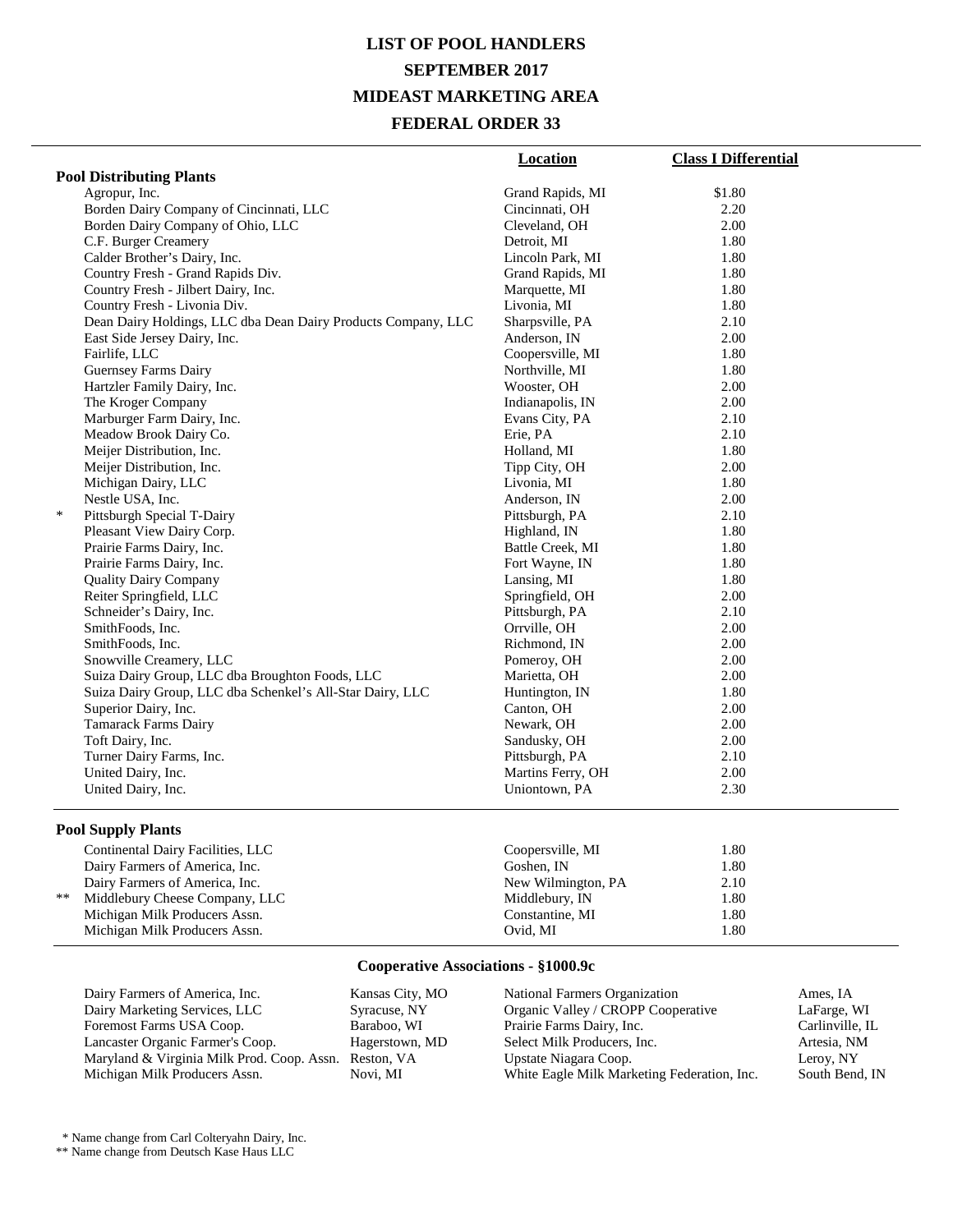# LIST OF POOL HANDLERS
## SEPTEMBER 2017
## MIDEAST MARKETING AREA
## FEDERAL ORDER 33

| | | Location | Class I Differential |
|---|---|---|---|
| **Pool Distributing Plants** | | | |
| | Agropur, Inc. | Grand Rapids, MI | $1.80 |
| | Borden Dairy Company of Cincinnati, LLC | Cincinnati, OH | 2.20 |
| | Borden Dairy Company of Ohio, LLC | Cleveland, OH | 2.00 |
| | C.F. Burger Creamery | Detroit, MI | 1.80 |
| | Calder Brother's Dairy, Inc. | Lincoln Park, MI | 1.80 |
| | Country Fresh - Grand Rapids Div. | Grand Rapids, MI | 1.80 |
| | Country Fresh - Jilbert Dairy, Inc. | Marquette, MI | 1.80 |
| | Country Fresh - Livonia Div. | Livonia, MI | 1.80 |
| | Dean Dairy Holdings, LLC dba Dean Dairy Products Company, LLC | Sharpsville, PA | 2.10 |
| | East Side Jersey Dairy, Inc. | Anderson, IN | 2.00 |
| | Fairlife, LLC | Coopersville, MI | 1.80 |
| | Guernsey Farms Dairy | Northville, MI | 1.80 |
| | Hartzler Family Dairy, Inc. | Wooster, OH | 2.00 |
| | The Kroger Company | Indianapolis, IN | 2.00 |
| | Marburger Farm Dairy, Inc. | Evans City, PA | 2.10 |
| | Meadow Brook Dairy Co. | Erie, PA | 2.10 |
| | Meijer Distribution, Inc. | Holland, MI | 1.80 |
| | Meijer Distribution, Inc. | Tipp City, OH | 2.00 |
| | Michigan Dairy, LLC | Livonia, MI | 1.80 |
| | Nestle USA, Inc. | Anderson, IN | 2.00 |
| * | Pittsburgh Special T-Dairy | Pittsburgh, PA | 2.10 |
| | Pleasant View Dairy Corp. | Highland, IN | 1.80 |
| | Prairie Farms Dairy, Inc. | Battle Creek, MI | 1.80 |
| | Prairie Farms Dairy, Inc. | Fort Wayne, IN | 1.80 |
| | Quality Dairy Company | Lansing, MI | 1.80 |
| | Reiter Springfield, LLC | Springfield, OH | 2.00 |
| | Schneider's Dairy, Inc. | Pittsburgh, PA | 2.10 |
| | SmithFoods, Inc. | Orrville, OH | 2.00 |
| | SmithFoods, Inc. | Richmond, IN | 2.00 |
| | Snowville Creamery, LLC | Pomeroy, OH | 2.00 |
| | Suiza Dairy Group, LLC dba Broughton Foods, LLC | Marietta, OH | 2.00 |
| | Suiza Dairy Group, LLC dba Schenkel's All-Star Dairy, LLC | Huntington, IN | 1.80 |
| | Superior Dairy, Inc. | Canton, OH | 2.00 |
| | Tamarack Farms Dairy | Newark, OH | 2.00 |
| | Toft Dairy, Inc. | Sandusky, OH | 2.00 |
| | Turner Dairy Farms, Inc. | Pittsburgh, PA | 2.10 |
| | United Dairy, Inc. | Martins Ferry, OH | 2.00 |
| | United Dairy, Inc. | Uniontown, PA | 2.30 |
| **Pool Supply Plants** | | | |
| | Continental Dairy Facilities, LLC | Coopersville, MI | 1.80 |
| | Dairy Farmers of America, Inc. | Goshen, IN | 1.80 |
| | Dairy Farmers of America, Inc. | New Wilmington, PA | 2.10 |
| ** | Middlebury Cheese Company, LLC | Middlebury, IN | 1.80 |
| | Michigan Milk Producers Assn. | Constantine, MI | 1.80 |
| | Michigan Milk Producers Assn. | Ovid, MI | 1.80 |

### Cooperative Associations - §1000.9c

| | | | |
|---|---|---|---|
| Dairy Farmers of America, Inc. | Kansas City, MO | National Farmers Organization | Ames, IA |
| Dairy Marketing Services, LLC | Syracuse, NY | Organic Valley / CROPP Cooperative | LaFarge, WI |
| Foremost Farms USA Coop. | Baraboo, WI | Prairie Farms Dairy, Inc. | Carlinville, IL |
| Lancaster Organic Farmer's Coop. | Hagerstown, MD | Select Milk Producers, Inc. | Artesia, NM |
| Maryland & Virginia Milk Prod. Coop. Assn. | Reston, VA | Upstate Niagara Coop. | Leroy, NY |
| Michigan Milk Producers Assn. | Novi, MI | White Eagle Milk Marketing Federation, Inc. | South Bend, IN |

\* Name change from Carl Colteryahn Dairy, Inc.

** Name change from Deutsch Kase Haus LLC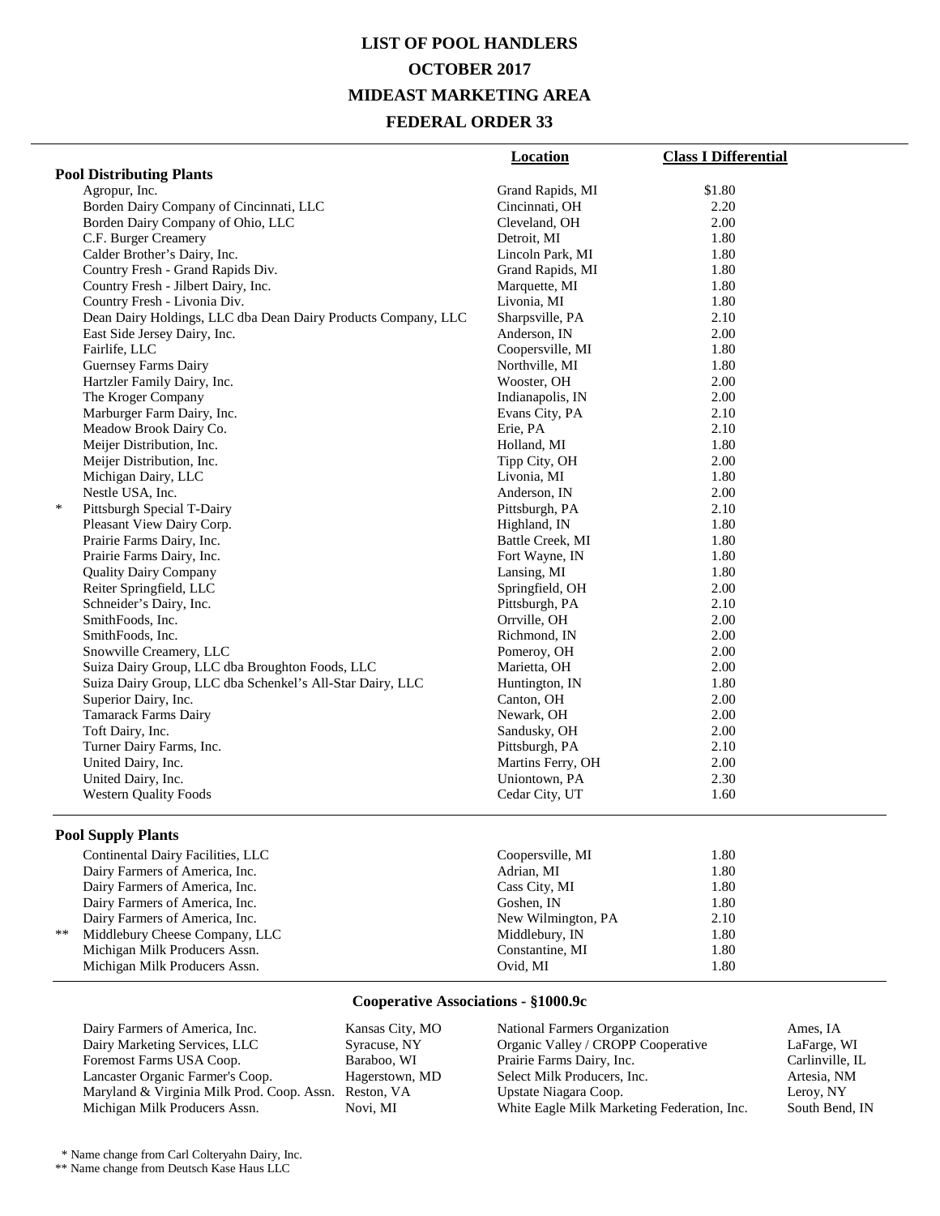# LIST OF POOL HANDLERS
# OCTOBER 2017
# MIDEAST MARKETING AREA
# FEDERAL ORDER 33

| | Location | Class I Differential |
|---|---|---|
| **Pool Distributing Plants** | | |
| Agropur, Inc. | Grand Rapids, MI | $1.80 |
| Borden Dairy Company of Cincinnati, LLC | Cincinnati, OH | 2.20 |
| Borden Dairy Company of Ohio, LLC | Cleveland, OH | 2.00 |
| C.F. Burger Creamery | Detroit, MI | 1.80 |
| Calder Brother's Dairy, Inc. | Lincoln Park, MI | 1.80 |
| Country Fresh - Grand Rapids Div. | Grand Rapids, MI | 1.80 |
| Country Fresh - Jilbert Dairy, Inc. | Marquette, MI | 1.80 |
| Country Fresh - Livonia Div. | Livonia, MI | 1.80 |
| Dean Dairy Holdings, LLC dba Dean Dairy Products Company, LLC | Sharpsville, PA | 2.10 |
| East Side Jersey Dairy, Inc. | Anderson, IN | 2.00 |
| Fairlife, LLC | Coopersville, MI | 1.80 |
| Guernsey Farms Dairy | Northville, MI | 1.80 |
| Hartzler Family Dairy, Inc. | Wooster, OH | 2.00 |
| The Kroger Company | Indianapolis, IN | 2.00 |
| Marburger Farm Dairy, Inc. | Evans City, PA | 2.10 |
| Meadow Brook Dairy Co. | Erie, PA | 2.10 |
| Meijer Distribution, Inc. | Holland, MI | 1.80 |
| Meijer Distribution, Inc. | Tipp City, OH | 2.00 |
| Michigan Dairy, LLC | Livonia, MI | 1.80 |
| Nestle USA, Inc. | Anderson, IN | 2.00 |
| * Pittsburgh Special T-Dairy | Pittsburgh, PA | 2.10 |
| Pleasant View Dairy Corp. | Highland, IN | 1.80 |
| Prairie Farms Dairy, Inc. | Battle Creek, MI | 1.80 |
| Prairie Farms Dairy, Inc. | Fort Wayne, IN | 1.80 |
| Quality Dairy Company | Lansing, MI | 1.80 |
| Reiter Springfield, LLC | Springfield, OH | 2.00 |
| Schneider's Dairy, Inc. | Pittsburgh, PA | 2.10 |
| SmithFoods, Inc. | Orrville, OH | 2.00 |
| SmithFoods, Inc. | Richmond, IN | 2.00 |
| Snowville Creamery, LLC | Pomeroy, OH | 2.00 |
| Suiza Dairy Group, LLC dba Broughton Foods, LLC | Marietta, OH | 2.00 |
| Suiza Dairy Group, LLC dba Schenkel's All-Star Dairy, LLC | Huntington, IN | 1.80 |
| Superior Dairy, Inc. | Canton, OH | 2.00 |
| Tamarack Farms Dairy | Newark, OH | 2.00 |
| Toft Dairy, Inc. | Sandusky, OH | 2.00 |
| Turner Dairy Farms, Inc. | Pittsburgh, PA | 2.10 |
| United Dairy, Inc. | Martins Ferry, OH | 2.00 |
| United Dairy, Inc. | Uniontown, PA | 2.30 |
| Western Quality Foods | Cedar City, UT | 1.60 |
| **Pool Supply Plants** | | |
| Continental Dairy Facilities, LLC | Coopersville, MI | 1.80 |
| Dairy Farmers of America, Inc. | Adrian, MI | 1.80 |
| Dairy Farmers of America, Inc. | Cass City, MI | 1.80 |
| Dairy Farmers of America, Inc. | Goshen, IN | 1.80 |
| Dairy Farmers of America, Inc. | New Wilmington, PA | 2.10 |
| ** Middlebury Cheese Company, LLC | Middlebury, IN | 1.80 |
| Michigan Milk Producers Assn. | Constantine, MI | 1.80 |
| Michigan Milk Producers Assn. | Ovid, MI | 1.80 |

## Cooperative Associations - §1000.9c

| Cooperative | Location |
|---|---|
| Dairy Farmers of America, Inc. | Kansas City, MO |
| Dairy Marketing Services, LLC | Syracuse, NY |
| Foremost Farms USA Coop. | Baraboo, WI |
| Lancaster Organic Farmer's Coop. | Hagerstown, MD |
| Maryland & Virginia Milk Prod. Coop. Assn. | Reston, VA |
| Michigan Milk Producers Assn. | Novi, MI |
| National Farmers Organization | Ames, IA |
| Organic Valley / CROPP Cooperative | LaFarge, WI |
| Prairie Farms Dairy, Inc. | Carlinville, IL |
| Select Milk Producers, Inc. | Artesia, NM |
| Upstate Niagara Coop. | Leroy, NY |
| White Eagle Milk Marketing Federation, Inc. | South Bend, IN |

\* Name change from Carl Colteryahn Dairy, Inc.

** Name change from Deutsch Kase Haus LLC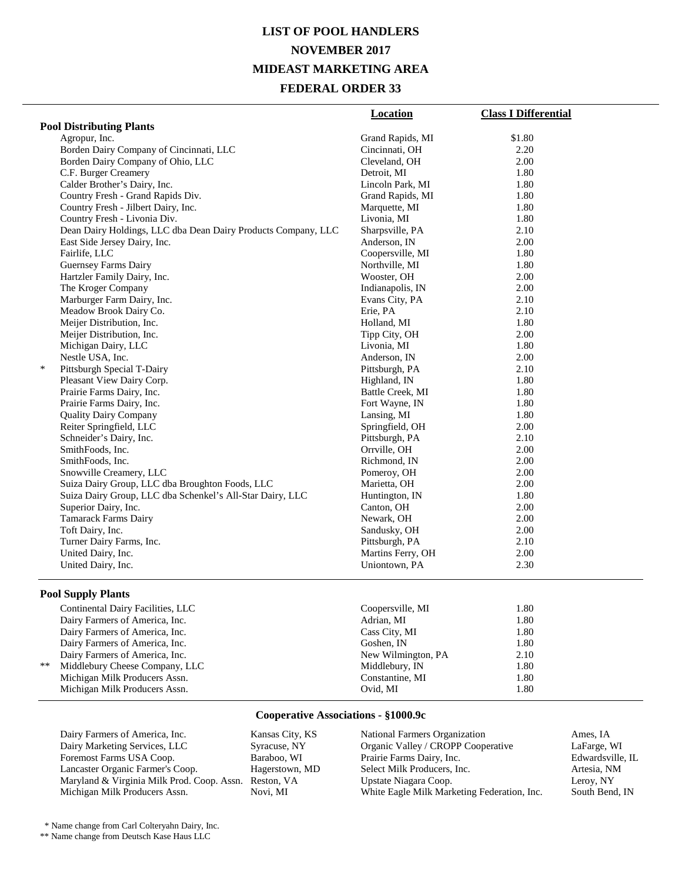# LIST OF POOL HANDLERS
# NOVEMBER 2017
# MIDEAST MARKETING AREA
# FEDERAL ORDER 33

| | Location | Class I Differential |
|---|---|---|
| **Pool Distributing Plants** | | |
| Agropur, Inc. | Grand Rapids, MI | $1.80 |
| Borden Dairy Company of Cincinnati, LLC | Cincinnati, OH | 2.20 |
| Borden Dairy Company of Ohio, LLC | Cleveland, OH | 2.00 |
| C.F. Burger Creamery | Detroit, MI | 1.80 |
| Calder Brother's Dairy, Inc. | Lincoln Park, MI | 1.80 |
| Country Fresh - Grand Rapids Div. | Grand Rapids, MI | 1.80 |
| Country Fresh - Jilbert Dairy, Inc. | Marquette, MI | 1.80 |
| Country Fresh - Livonia Div. | Livonia, MI | 1.80 |
| Dean Dairy Holdings, LLC dba Dean Dairy Products Company, LLC | Sharpsville, PA | 2.10 |
| East Side Jersey Dairy, Inc. | Anderson, IN | 2.00 |
| Fairlife, LLC | Coopersville, MI | 1.80 |
| Guernsey Farms Dairy | Northville, MI | 1.80 |
| Hartzler Family Dairy, Inc. | Wooster, OH | 2.00 |
| The Kroger Company | Indianapolis, IN | 2.00 |
| Marburger Farm Dairy, Inc. | Evans City, PA | 2.10 |
| Meadow Brook Dairy Co. | Erie, PA | 2.10 |
| Meijer Distribution, Inc. | Holland, MI | 1.80 |
| Meijer Distribution, Inc. | Tipp City, OH | 2.00 |
| Michigan Dairy, LLC | Livonia, MI | 1.80 |
| Nestle USA, Inc. | Anderson, IN | 2.00 |
| * Pittsburgh Special T-Dairy | Pittsburgh, PA | 2.10 |
| Pleasant View Dairy Corp. | Highland, IN | 1.80 |
| Prairie Farms Dairy, Inc. | Battle Creek, MI | 1.80 |
| Prairie Farms Dairy, Inc. | Fort Wayne, IN | 1.80 |
| Quality Dairy Company | Lansing, MI | 1.80 |
| Reiter Springfield, LLC | Springfield, OH | 2.00 |
| Schneider's Dairy, Inc. | Pittsburgh, PA | 2.10 |
| SmithFoods, Inc. | Orrville, OH | 2.00 |
| SmithFoods, Inc. | Richmond, IN | 2.00 |
| Snowville Creamery, LLC | Pomeroy, OH | 2.00 |
| Suiza Dairy Group, LLC dba Broughton Foods, LLC | Marietta, OH | 2.00 |
| Suiza Dairy Group, LLC dba Schenkel's All-Star Dairy, LLC | Huntington, IN | 1.80 |
| Superior Dairy, Inc. | Canton, OH | 2.00 |
| Tamarack Farms Dairy | Newark, OH | 2.00 |
| Toft Dairy, Inc. | Sandusky, OH | 2.00 |
| Turner Dairy Farms, Inc. | Pittsburgh, PA | 2.10 |
| United Dairy, Inc. | Martins Ferry, OH | 2.00 |
| United Dairy, Inc. | Uniontown, PA | 2.30 |
| **Pool Supply Plants** | | |
| Continental Dairy Facilities, LLC | Coopersville, MI | 1.80 |
| Dairy Farmers of America, Inc. | Adrian, MI | 1.80 |
| Dairy Farmers of America, Inc. | Cass City, MI | 1.80 |
| Dairy Farmers of America, Inc. | Goshen, IN | 1.80 |
| Dairy Farmers of America, Inc. | New Wilmington, PA | 2.10 |
| ** Middlebury Cheese Company, LLC | Middlebury, IN | 1.80 |
| Michigan Milk Producers Assn. | Constantine, MI | 1.80 |
| Michigan Milk Producers Assn. | Ovid, MI | 1.80 |

## Cooperative Associations - §1000.9c

| Cooperative | Location |
|---|---|
| Dairy Farmers of America, Inc. | Kansas City, KS |
| Dairy Marketing Services, LLC | Syracuse, NY |
| Foremost Farms USA Coop. | Baraboo, WI |
| Lancaster Organic Farmer's Coop. | Hagerstown, MD |
| Maryland & Virginia Milk Prod. Coop. Assn. | Reston, VA |
| Michigan Milk Producers Assn. | Novi, MI |
| National Farmers Organization | Ames, IA |
| Organic Valley / CROPP Cooperative | LaFarge, WI |
| Prairie Farms Dairy, Inc. | Edwardsville, IL |
| Select Milk Producers, Inc. | Artesia, NM |
| Upstate Niagara Coop. | Leroy, NY |
| White Eagle Milk Marketing Federation, Inc. | South Bend, IN |

\* Name change from Carl Colteryahn Dairy, Inc.

** Name change from Deutsch Kase Haus LLC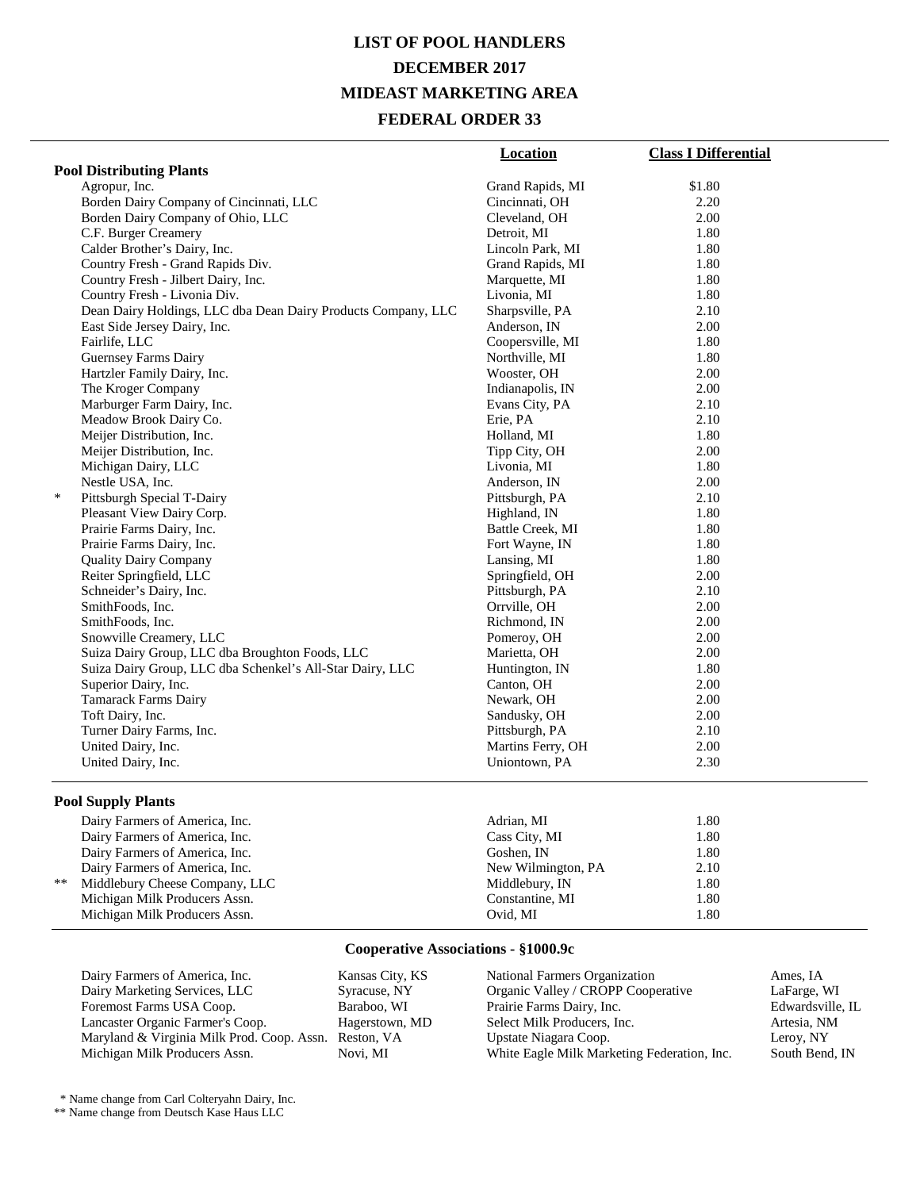# LIST OF POOL HANDLERS
# DECEMBER 2017
# MIDEAST MARKETING AREA
# FEDERAL ORDER 33

| | | Location | Class I Differential |
|---|---|---|---|
| **Pool Distributing Plants** | | | |
| | Agropur, Inc. | Grand Rapids, MI | $1.80 |
| | Borden Dairy Company of Cincinnati, LLC | Cincinnati, OH | 2.20 |
| | Borden Dairy Company of Ohio, LLC | Cleveland, OH | 2.00 |
| | C.F. Burger Creamery | Detroit, MI | 1.80 |
| | Calder Brother's Dairy, Inc. | Lincoln Park, MI | 1.80 |
| | Country Fresh - Grand Rapids Div. | Grand Rapids, MI | 1.80 |
| | Country Fresh - Jilbert Dairy, Inc. | Marquette, MI | 1.80 |
| | Country Fresh - Livonia Div. | Livonia, MI | 1.80 |
| | Dean Dairy Holdings, LLC dba Dean Dairy Products Company, LLC | Sharpsville, PA | 2.10 |
| | East Side Jersey Dairy, Inc. | Anderson, IN | 2.00 |
| | Fairlife, LLC | Coopersville, MI | 1.80 |
| | Guernsey Farms Dairy | Northville, MI | 1.80 |
| | Hartzler Family Dairy, Inc. | Wooster, OH | 2.00 |
| | The Kroger Company | Indianapolis, IN | 2.00 |
| | Marburger Farm Dairy, Inc. | Evans City, PA | 2.10 |
| | Meadow Brook Dairy Co. | Erie, PA | 2.10 |
| | Meijer Distribution, Inc. | Holland, MI | 1.80 |
| | Meijer Distribution, Inc. | Tipp City, OH | 2.00 |
| | Michigan Dairy, LLC | Livonia, MI | 1.80 |
| | Nestle USA, Inc. | Anderson, IN | 2.00 |
| * | Pittsburgh Special T-Dairy | Pittsburgh, PA | 2.10 |
| | Pleasant View Dairy Corp. | Highland, IN | 1.80 |
| | Prairie Farms Dairy, Inc. | Battle Creek, MI | 1.80 |
| | Prairie Farms Dairy, Inc. | Fort Wayne, IN | 1.80 |
| | Quality Dairy Company | Lansing, MI | 1.80 |
| | Reiter Springfield, LLC | Springfield, OH | 2.00 |
| | Schneider's Dairy, Inc. | Pittsburgh, PA | 2.10 |
| | SmithFoods, Inc. | Orrville, OH | 2.00 |
| | SmithFoods, Inc. | Richmond, IN | 2.00 |
| | Snowville Creamery, LLC | Pomeroy, OH | 2.00 |
| | Suiza Dairy Group, LLC dba Broughton Foods, LLC | Marietta, OH | 2.00 |
| | Suiza Dairy Group, LLC dba Schenkel's All-Star Dairy, LLC | Huntington, IN | 1.80 |
| | Superior Dairy, Inc. | Canton, OH | 2.00 |
| | Tamarack Farms Dairy | Newark, OH | 2.00 |
| | Toft Dairy, Inc. | Sandusky, OH | 2.00 |
| | Turner Dairy Farms, Inc. | Pittsburgh, PA | 2.10 |
| | United Dairy, Inc. | Martins Ferry, OH | 2.00 |
| | United Dairy, Inc. | Uniontown, PA | 2.30 |
| **Pool Supply Plants** | | | |
| | Dairy Farmers of America, Inc. | Adrian, MI | 1.80 |
| | Dairy Farmers of America, Inc. | Cass City, MI | 1.80 |
| | Dairy Farmers of America, Inc. | Goshen, IN | 1.80 |
| | Dairy Farmers of America, Inc. | New Wilmington, PA | 2.10 |
| ** | Middlebury Cheese Company, LLC | Middlebury, IN | 1.80 |
| | Michigan Milk Producers Assn. | Constantine, MI | 1.80 |
| | Michigan Milk Producers Assn. | Ovid, MI | 1.80 |

## Cooperative Associations - §1000.9c

| | | | |
|---|---|---|---|
| Dairy Farmers of America, Inc. | Kansas City, KS | National Farmers Organization | Ames, IA |
| Dairy Marketing Services, LLC | Syracuse, NY | Organic Valley / CROPP Cooperative | LaFarge, WI |
| Foremost Farms USA Coop. | Baraboo, WI | Prairie Farms Dairy, Inc. | Edwardsville, IL |
| Lancaster Organic Farmer's Coop. | Hagerstown, MD | Select Milk Producers, Inc. | Artesia, NM |
| Maryland & Virginia Milk Prod. Coop. Assn. | Reston, VA | Upstate Niagara Coop. | Leroy, NY |
| Michigan Milk Producers Assn. | Novi, MI | White Eagle Milk Marketing Federation, Inc. | South Bend, IN |

\* Name change from Carl Colteryahn Dairy, Inc.

** Name change from Deutsch Kase Haus LLC